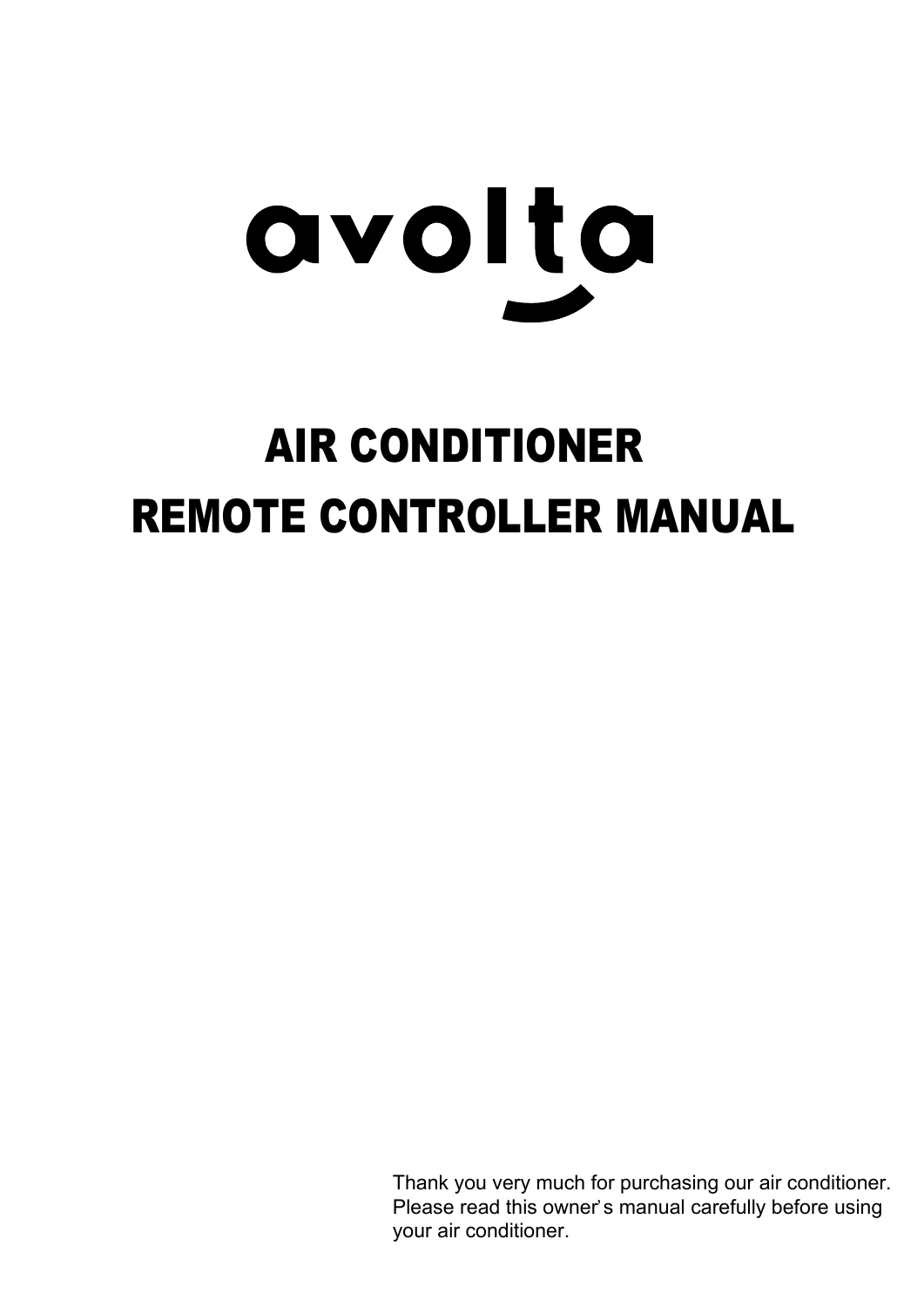avolta

# AIR CONDITIONER

# REMOTE CONTROLLER MANUAL

Thank you very much for purchasing our air conditioner. Please read this owner's manual carefully before using your air conditioner.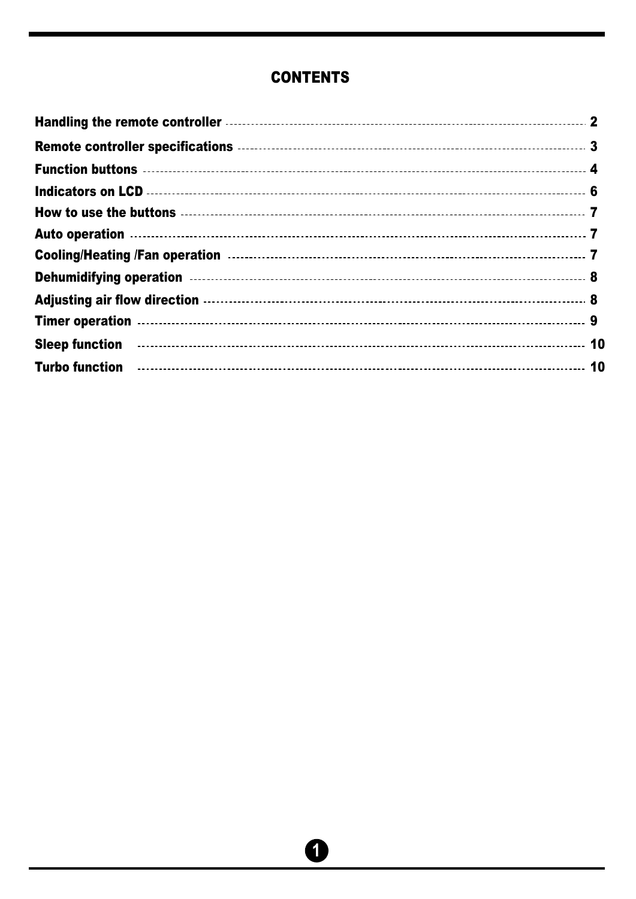# CONTENTS

| | |
|---|---|
| **Handling the remote controller** | **2** |
| **Remote controller specifications** | **3** |
| **Function buttons** | **4** |
| **Indicators on LCD** | **6** |
| **How to use the buttons** | **7** |
| **Auto operation** | **7** |
| **Cooling/Heating /Fan operation** | **7** |
| **Dehumidifying operation** | **8** |
| **Adjusting air flow direction** | **8** |
| **Timer operation** | **9** |
| **Sleep function** | **10** |
| **Turbo function** | **10** |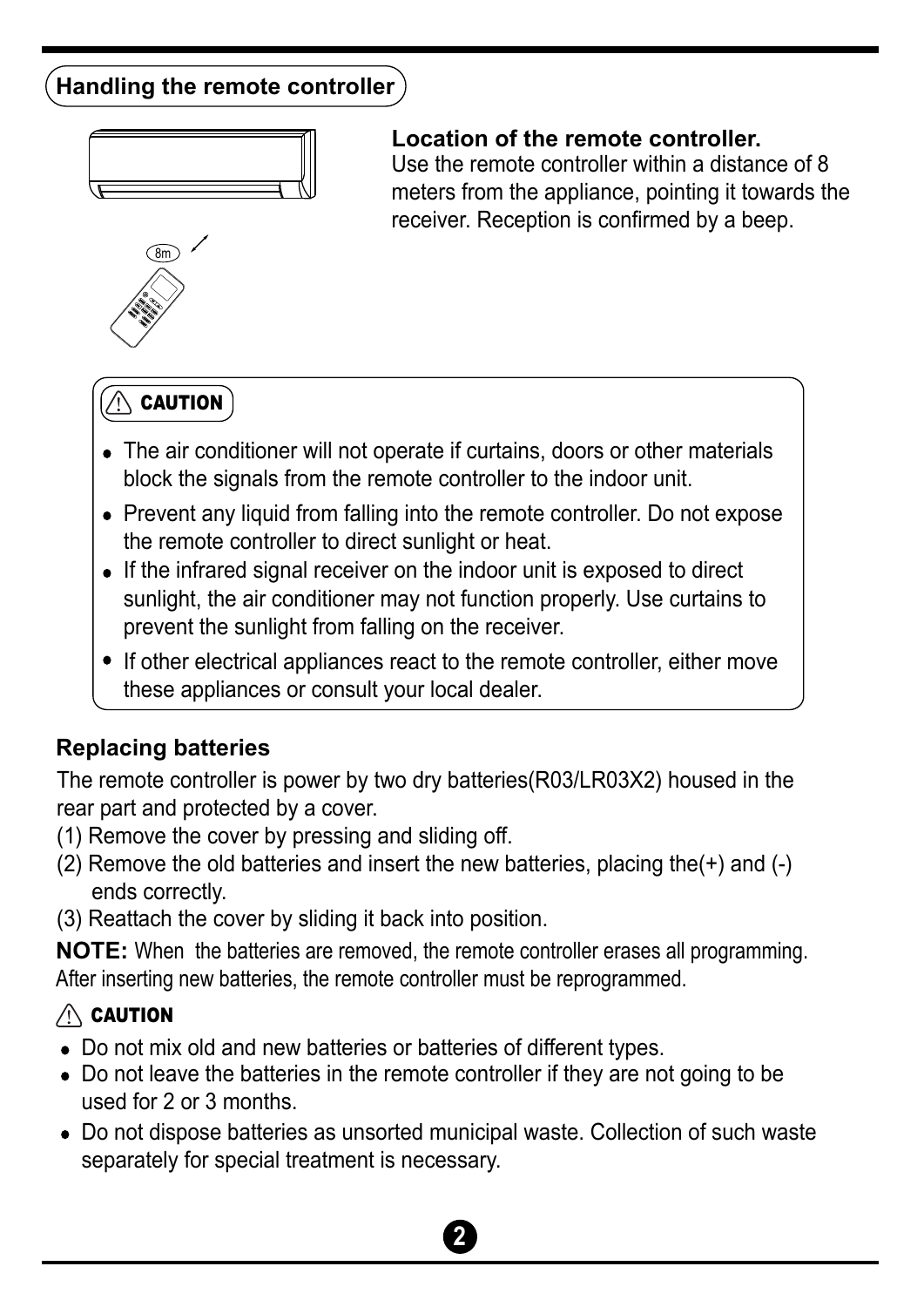## Handling the remote controller

**Location of the remote controller.**
Use the remote controller within a distance of 8 meters from the appliance, pointing it towards the receiver. Reception is confirmed by a beep.

8m

**CAUTION**

- The air conditioner will not operate if curtains, doors or other materials block the signals from the remote controller to the indoor unit.
- Prevent any liquid from falling into the remote controller. Do not expose the remote controller to direct sunlight or heat.
- If the infrared signal receiver on the indoor unit is exposed to direct sunlight, the air conditioner may not function properly. Use curtains to prevent the sunlight from falling on the receiver.
- If other electrical appliances react to the remote controller, either move these appliances or consult your local dealer.

### Replacing batteries

The remote controller is power by two dry batteries(R03/LR03X2) housed in the rear part and protected by a cover.

(1) Remove the cover by pressing and sliding off.

(2) Remove the old batteries and insert the new batteries, placing the(+) and (-) ends correctly.

(3) Reattach the cover by sliding it back into position.

**NOTE:** When the batteries are removed, the remote controller erases all programming. After inserting new batteries, the remote controller must be reprogrammed.

**CAUTION**

- Do not mix old and new batteries or batteries of different types.
- Do not leave the batteries in the remote controller if they are not going to be used for 2 or 3 months.
- Do not dispose batteries as unsorted municipal waste. Collection of such waste separately for special treatment is necessary.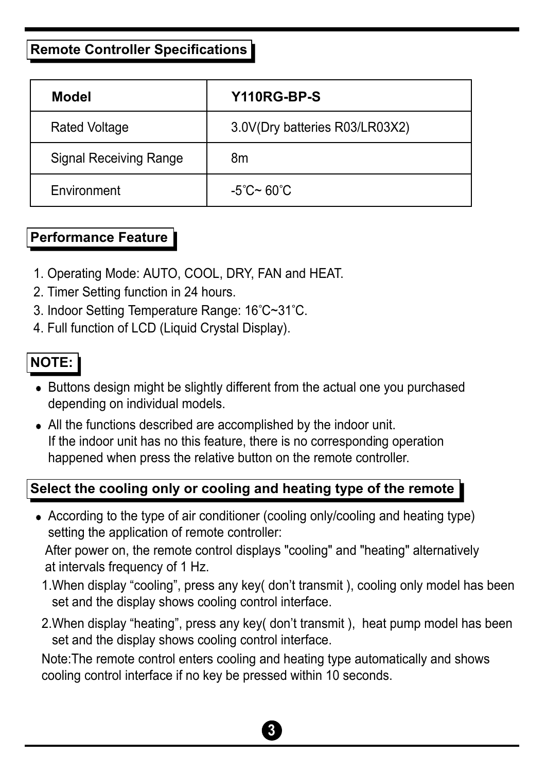## Remote Controller Specifications

| Model | Y110RG-BP-S |
| --- | --- |
| Rated Voltage | 3.0V(Dry batteries R03/LR03X2) |
| Signal Receiving Range | 8m |
| Environment | -5˚C~ 60˚C |

## Performance Feature

1. Operating Mode: AUTO, COOL, DRY, FAN and HEAT.
2. Timer Setting function in 24 hours.
3. Indoor Setting Temperature Range: 16˚C~31˚C.
4. Full function of LCD (Liquid Crystal Display).

## NOTE:

- Buttons design might be slightly different from the actual one you purchased depending on individual models.
- All the functions described are accomplished by the indoor unit. If the indoor unit has no this feature, there is no corresponding operation happened when press the relative button on the remote controller.

## Select the cooling only or cooling and heating type of the remote

- According to the type of air conditioner (cooling only/cooling and heating type) setting the application of remote controller:

  After power on, the remote control displays "cooling" and "heating" alternatively at intervals frequency of 1 Hz.

  1.When display “cooling”, press any key( don’t transmit ), cooling only model has been set and the display shows cooling control interface.

  2.When display “heating”, press any key( don’t transmit ), heat pump model has been set and the display shows cooling control interface.

  Note:The remote control enters cooling and heating type automatically and shows cooling control interface if no key be pressed within 10 seconds.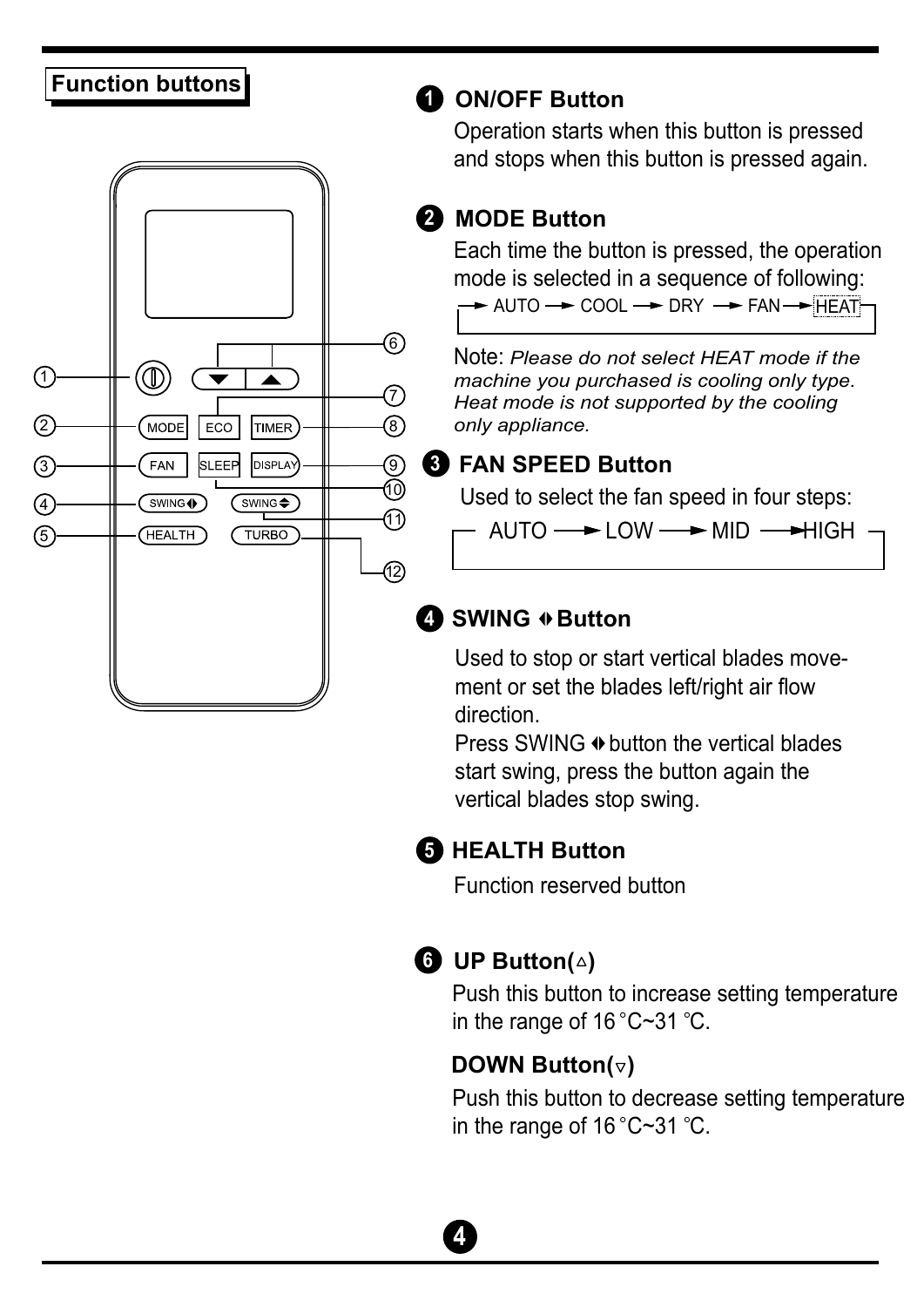## Function buttons

### ❶ ON/OFF Button

Operation starts when this button is pressed and stops when this button is pressed again.

### ❷ MODE Button

Each time the button is pressed, the operation mode is selected in a sequence of following:

→ AUTO → COOL → DRY → FAN → HEAT

Note: *Please do not select HEAT mode if the machine you purchased is cooling only type. Heat mode is not supported by the cooling only appliance.*

### ❸ FAN SPEED Button

Used to select the fan speed in four steps:

AUTO → LOW → MID → HIGH

### ❹ SWING ◆ Button

Used to stop or start vertical blades movement or set the blades left/right air flow direction.

Press SWING ◆ button the vertical blades start swing, press the button again the vertical blades stop swing.

### ❺ HEALTH Button

Function reserved button

### ❻ UP Button(△)

Push this button to increase setting temperature in the range of 16 °C~31 °C.

**DOWN Button(▽)**

Push this button to decrease setting temperature in the range of 16 °C~31 °C.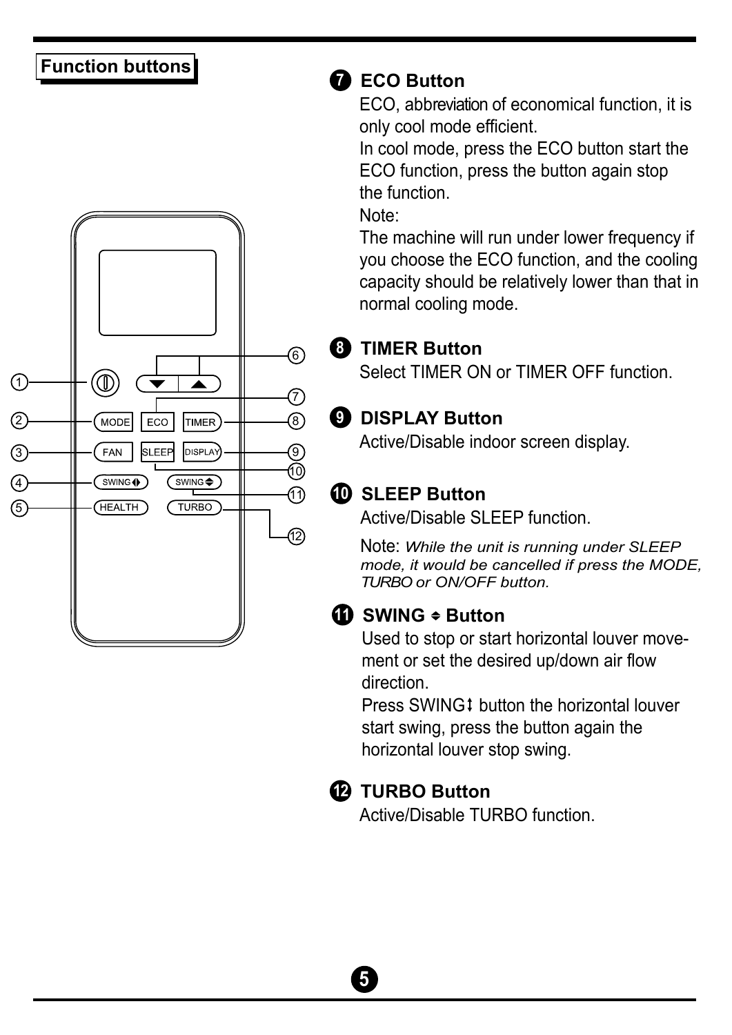## Function buttons

MODE ECO TIMER
FAN SLEEP DISPLAY
SWING SWING
HEALTH TURBO

### 7 ECO Button

ECO, abbreviation of economical function, it is only cool mode efficient.
In cool mode, press the ECO button start the ECO function, press the button again stop the function.
Note:
The machine will run under lower frequency if you choose the ECO function, and the cooling capacity should be relatively lower than that in normal cooling mode.

### 8 TIMER Button

Select TIMER ON or TIMER OFF function.

### 9 DISPLAY Button

Active/Disable indoor screen display.

### 10 SLEEP Button

Active/Disable SLEEP function.

Note: *While the unit is running under SLEEP mode, it would be cancelled if press the MODE, TURBO or ON/OFF button.*

### 11 SWING ⇕ Button

Used to stop or start horizontal louver movement or set the desired up/down air flow direction.
Press SWING↕ button the horizontal louver start swing, press the button again the horizontal louver stop swing.

### 12 TURBO Button

Active/Disable TURBO function.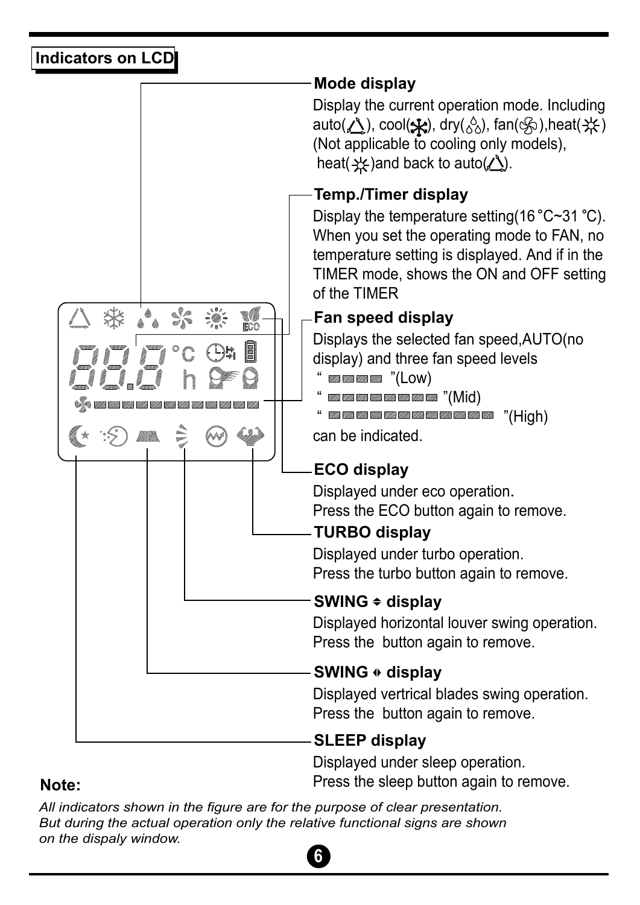## Indicators on LCD

**Mode display**

Display the current operation mode. Including auto( ), cool( ), dry( ), fan( ),heat( ) (Not applicable to cooling only models), heat( )and back to auto( ).

**Temp./Timer display**

Display the temperature setting(16 °C~31 °C). When you set the operating mode to FAN, no temperature setting is displayed. And if in the TIMER mode, shows the ON and OFF setting of the TIMER

**Fan speed display**

Displays the selected fan speed,AUTO(no display) and three fan speed levels

" "(Low)

" "(Mid)

" "(High)

can be indicated.

**ECO display**

Displayed under eco operation.
Press the ECO button again to remove.

**TURBO display**

Displayed under turbo operation.
Press the turbo button again to remove.

**SWING ⇕ display**

Displayed horizontal louver swing operation.
Press the button again to remove.

**SWING ⇔ display**

Displayed vertrical blades swing operation.
Press the button again to remove.

**SLEEP display**

Displayed under sleep operation.
Press the sleep button again to remove.

**Note:**

*All indicators shown in the figure are for the purpose of clear presentation. But during the actual operation only the relative functional signs are shown on the dispaly window.*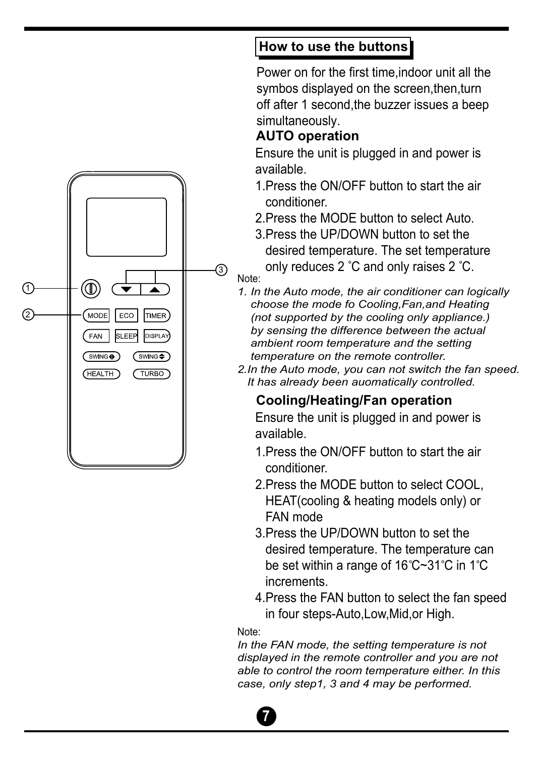## How to use the buttons

Power on for the first time,indoor unit all the symbos displayed on the screen,then,turn off after 1 second,the buzzer issues a beep simultaneously.

### AUTO operation

Ensure the unit is plugged in and power is available.

1. Press the ON/OFF button to start the air conditioner.
2. Press the MODE button to select Auto.
3. Press the UP/DOWN button to set the desired temperature. The set temperature only reduces 2 ˚C and only raises 2 ˚C.

Note:

1. *In the Auto mode, the air conditioner can logically choose the mode fo Cooling,Fan,and Heating (not supported by the cooling only appliance.) by sensing the difference between the actual ambient room temperature and the setting temperature on the remote controller.*
2. *In the Auto mode, you can not switch the fan speed. It has already been auomatically controlled.*

### Cooling/Heating/Fan operation

Ensure the unit is plugged in and power is available.

1. Press the ON/OFF button to start the air conditioner.
2. Press the MODE button to select COOL, HEAT(cooling & heating models only) or FAN mode
3. Press the UP/DOWN button to set the desired temperature. The temperature can be set within a range of 16℃~31℃ in 1℃ increments.
4. Press the FAN button to select the fan speed in four steps-Auto,Low,Mid,or High.

Note:

*In the FAN mode, the setting temperature is not displayed in the remote controller and you are not able to control the room temperature either. In this case, only step1, 3 and 4 may be performed.*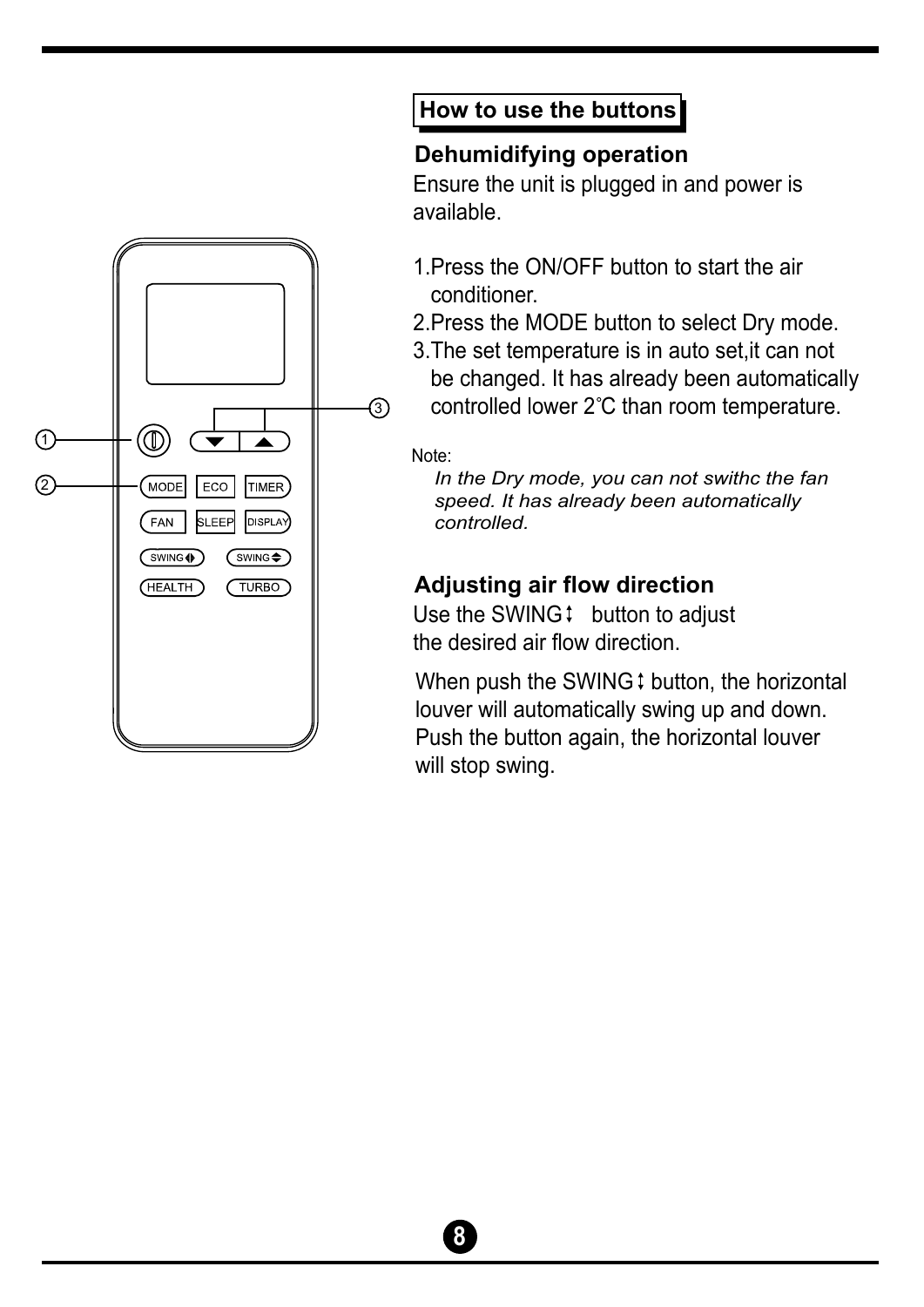## How to use the buttons

### Dehumidifying operation

Ensure the unit is plugged in and power is available.

1. Press the ON/OFF button to start the air conditioner.
2. Press the MODE button to select Dry mode.
3. The set temperature is in auto set,it can not be changed. It has already been automatically controlled lower 2˚C than room temperature.

Note:

*In the Dry mode, you can not swithc the fan speed. It has already been automatically controlled.*

### Adjusting air flow direction

Use the SWING↕ button to adjust the desired air flow direction.

When push the SWING↕ button, the horizontal louver will automatically swing up and down. Push the button again, the horizontal louver will stop swing.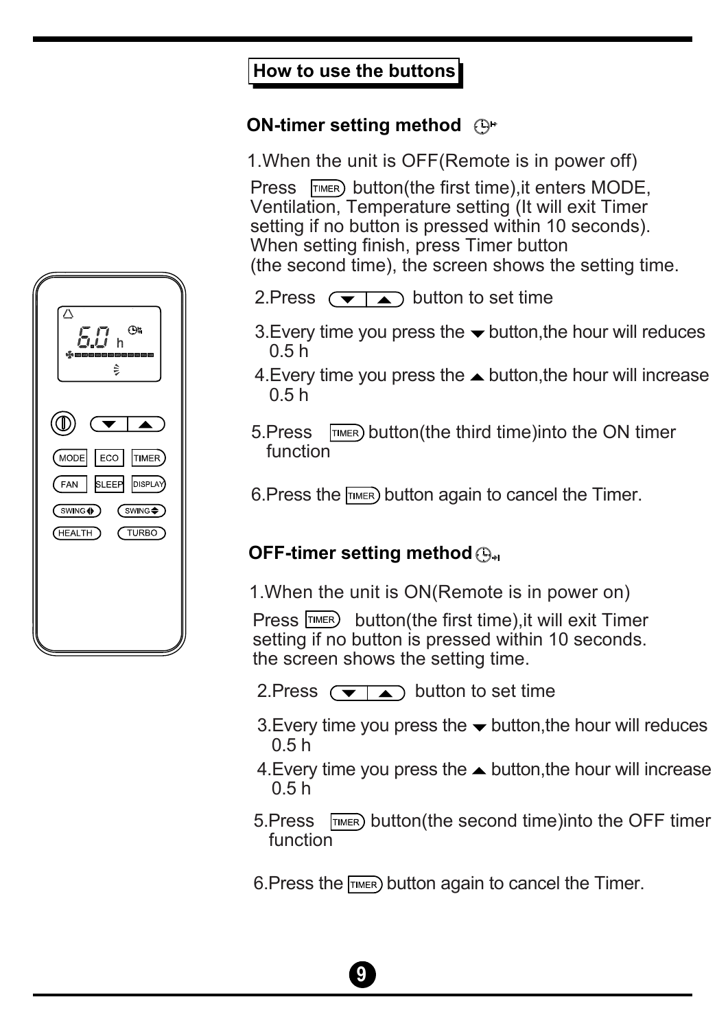## How to use the buttons

### ON-timer setting method

1.When the unit is OFF(Remote is in power off)
Press TIMER button(the first time),it enters MODE, Ventilation, Temperature setting (It will exit Timer setting if no button is pressed within 10 seconds). When setting finish, press Timer button (the second time), the screen shows the setting time.

2.Press ▼ ▲ button to set time

3.Every time you press the ▼ button,the hour will reduces 0.5 h

4.Every time you press the ▲ button,the hour will increase 0.5 h

5.Press TIMER button(the third time)into the ON timer function

6.Press the TIMER button again to cancel the Timer.

### OFF-timer setting method

1.When the unit is ON(Remote is in power on)
Press TIMER button(the first time),it will exit Timer setting if no button is pressed within 10 seconds. the screen shows the setting time.

2.Press ▼ ▲ button to set time

3.Every time you press the ▼ button,the hour will reduces 0.5 h

4.Every time you press the ▲ button,the hour will increase 0.5 h

5.Press TIMER button(the second time)into the OFF timer function

6.Press the TIMER button again to cancel the Timer.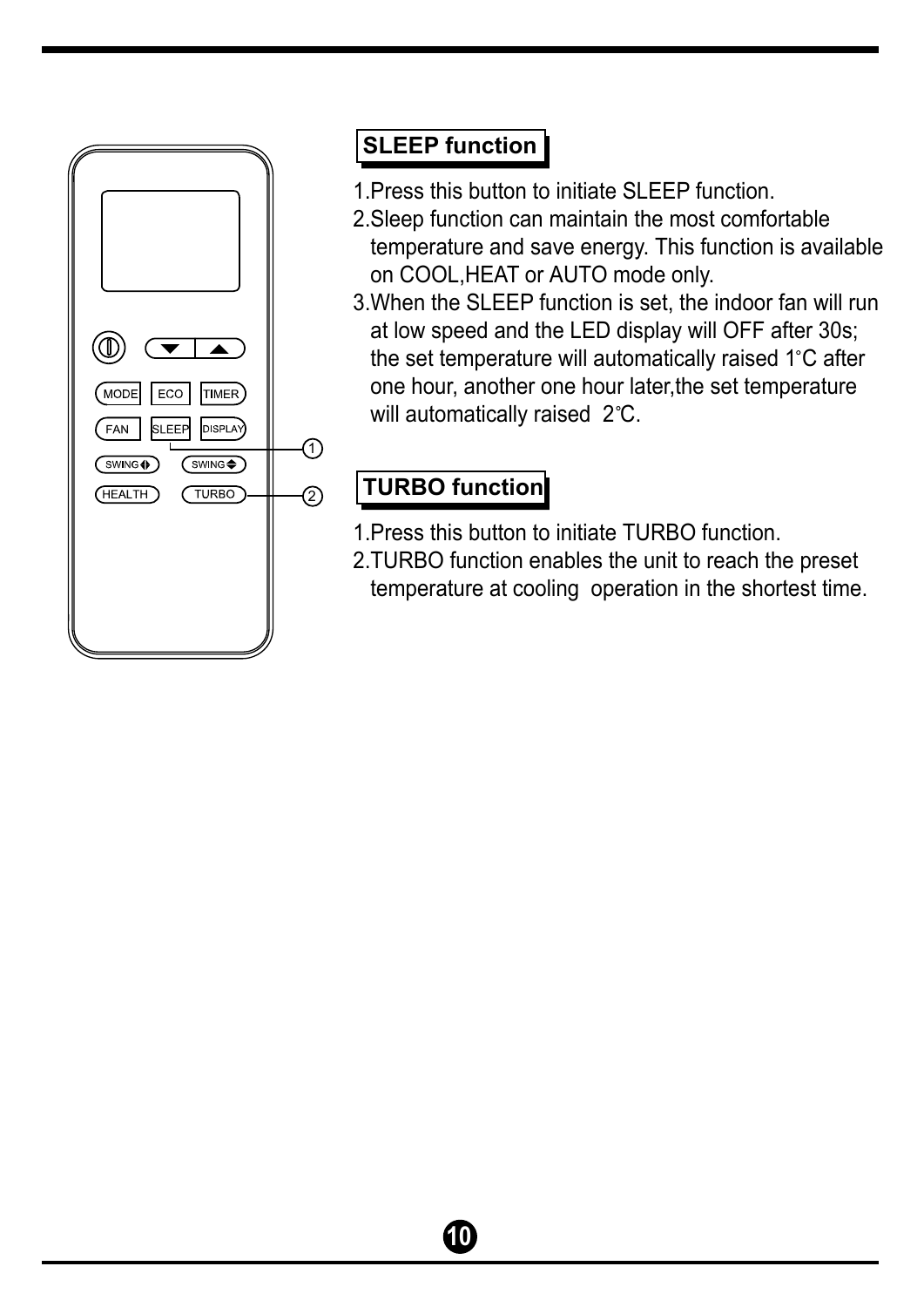## SLEEP function

1.Press this button to initiate SLEEP function.
2.Sleep function can maintain the most comfortable temperature and save energy. This function is available on COOL,HEAT or AUTO mode only.
3.When the SLEEP function is set, the indoor fan will run at low speed and the LED display will OFF after 30s; the set temperature will automatically raised 1°C after one hour, another one hour later,the set temperature will automatically raised 2℃.

## TURBO function

1.Press this button to initiate TURBO function.
2.TURBO function enables the unit to reach the preset temperature at cooling operation in the shortest time.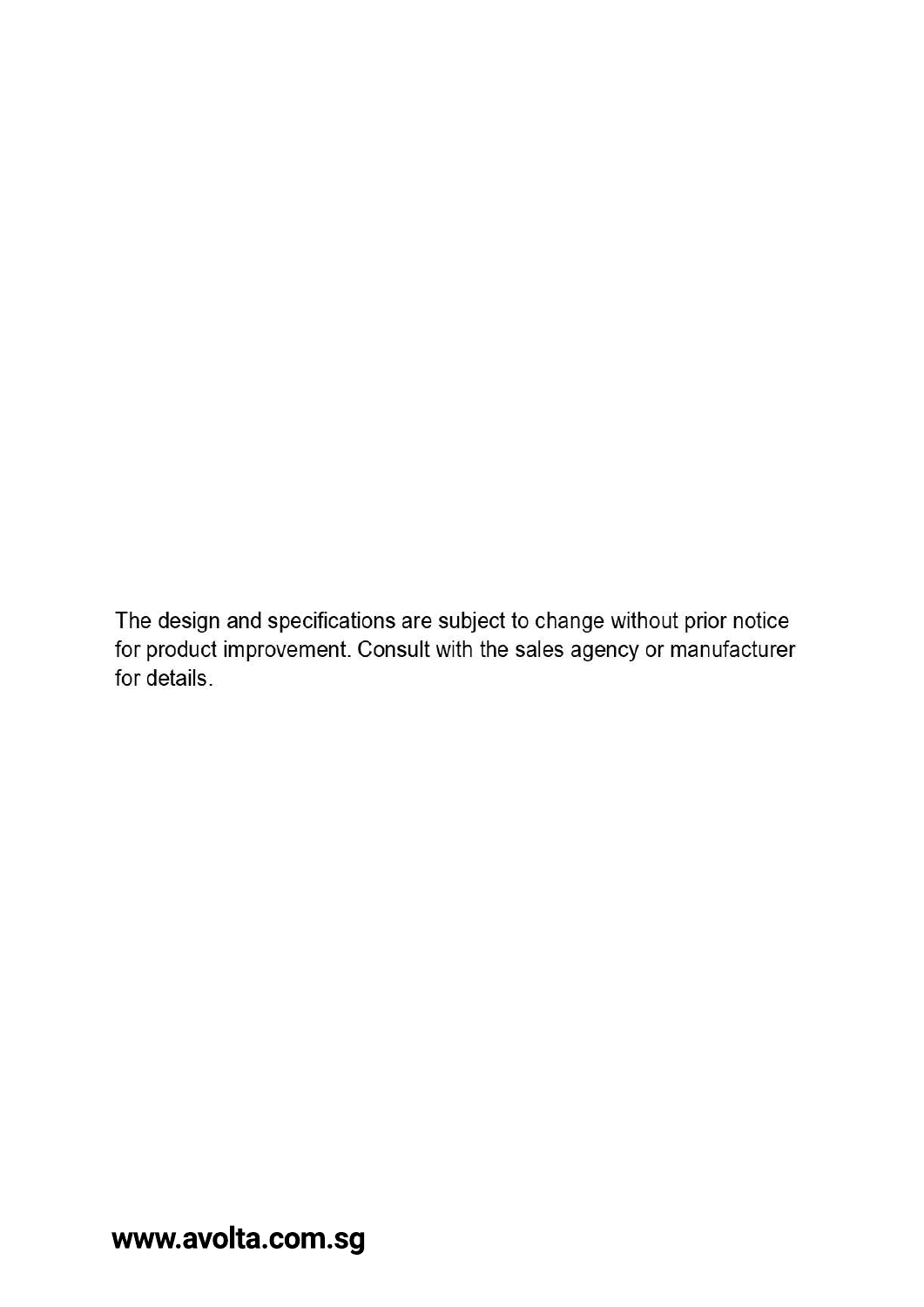The design and specifications are subject to change without prior notice for product improvement. Consult with the sales agency or manufacturer for details.

**www.avolta.com.sg**